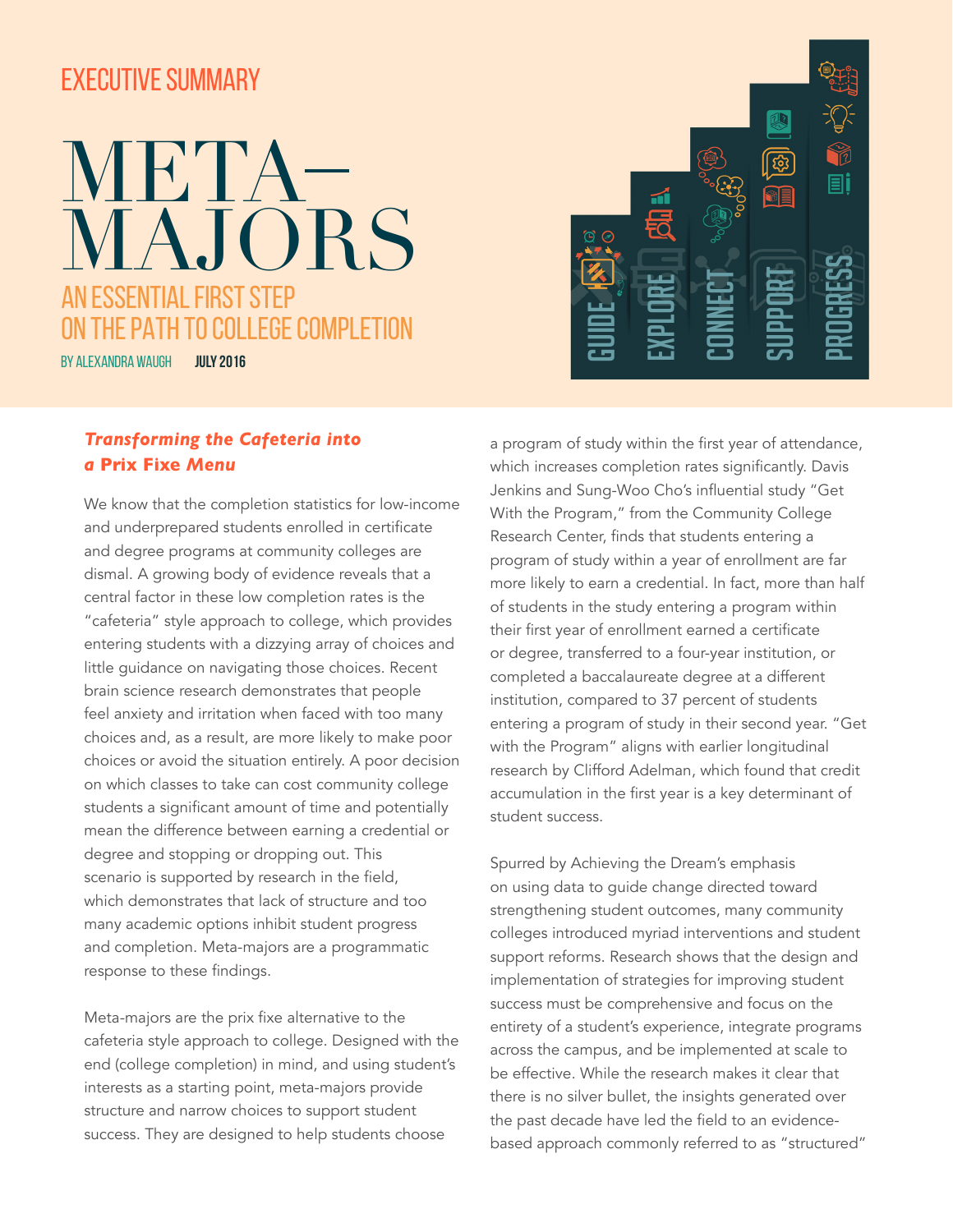EXECUTIVE SUMMARY

# META-MAJORS

## AN ESSENTIAL FIRST STEP ON THE PATH TO COLLEGE COMPLETION

BY ALEXANDRA WAUGH **JULY 2016**

GUIDE EXPLORE CONNECT SUPPORT PROGRESS

### *Transforming the Cafeteria into a Prix Fixe Menu*

We know that the completion statistics for low-income and underprepared students enrolled in certificate and degree programs at community colleges are dismal. A growing body of evidence reveals that a central factor in these low completion rates is the "cafeteria" style approach to college, which provides entering students with a dizzying array of choices and little guidance on navigating those choices. Recent brain science research demonstrates that people feel anxiety and irritation when faced with too many choices and, as a result, are more likely to make poor choices or avoid the situation entirely. A poor decision on which classes to take can cost community college students a significant amount of time and potentially mean the difference between earning a credential or degree and stopping or dropping out. This scenario is supported by research in the field, which demonstrates that lack of structure and too many academic options inhibit student progress and completion. Meta-majors are a programmatic response to these findings.

Meta-majors are the prix fixe alternative to the cafeteria style approach to college. Designed with the end (college completion) in mind, and using student's interests as a starting point, meta-majors provide structure and narrow choices to support student success. They are designed to help students choose a program of study within the first year of attendance, which increases completion rates significantly. Davis Jenkins and Sung-Woo Cho's influential study "Get With the Program," from the Community College Research Center, finds that students entering a program of study within a year of enrollment are far more likely to earn a credential. In fact, more than half of students in the study entering a program within their first year of enrollment earned a certificate or degree, transferred to a four-year institution, or completed a baccalaureate degree at a different institution, compared to 37 percent of students entering a program of study in their second year. "Get with the Program" aligns with earlier longitudinal research by Clifford Adelman, which found that credit accumulation in the first year is a key determinant of student success.

Spurred by Achieving the Dream's emphasis on using data to guide change directed toward strengthening student outcomes, many community colleges introduced myriad interventions and student support reforms. Research shows that the design and implementation of strategies for improving student success must be comprehensive and focus on the entirety of a student's experience, integrate programs across the campus, and be implemented at scale to be effective. While the research makes it clear that there is no silver bullet, the insights generated over the past decade have led the field to an evidence-based approach commonly referred to as "structured"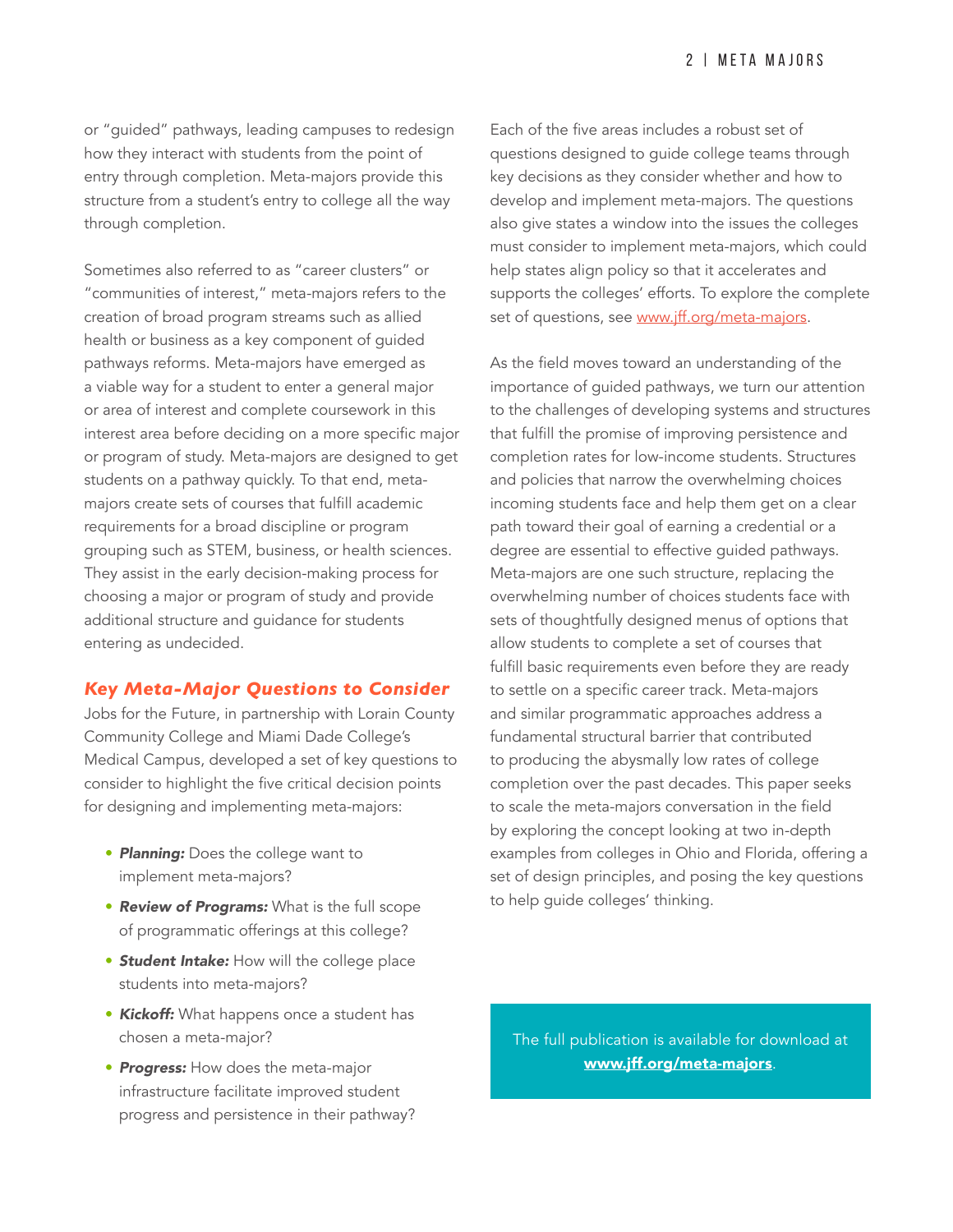or "guided" pathways, leading campuses to redesign how they interact with students from the point of entry through completion. Meta-majors provide this structure from a student's entry to college all the way through completion.

Sometimes also referred to as "career clusters" or "communities of interest," meta-majors refers to the creation of broad program streams such as allied health or business as a key component of guided pathways reforms. Meta-majors have emerged as a viable way for a student to enter a general major or area of interest and complete coursework in this interest area before deciding on a more specific major or program of study. Meta-majors are designed to get students on a pathway quickly. To that end, meta-majors create sets of courses that fulfill academic requirements for a broad discipline or program grouping such as STEM, business, or health sciences. They assist in the early decision-making process for choosing a major or program of study and provide additional structure and guidance for students entering as undecided.

### *Key Meta-Major Questions to Consider*

Jobs for the Future, in partnership with Lorain County Community College and Miami Dade College's Medical Campus, developed a set of key questions to consider to highlight the five critical decision points for designing and implementing meta-majors:

- ***Planning:*** Does the college want to implement meta-majors?
- ***Review of Programs:*** What is the full scope of programmatic offerings at this college?
- ***Student Intake:*** How will the college place students into meta-majors?
- ***Kickoff:*** What happens once a student has chosen a meta-major?
- ***Progress:*** How does the meta-major infrastructure facilitate improved student progress and persistence in their pathway?

Each of the five areas includes a robust set of questions designed to guide college teams through key decisions as they consider whether and how to develop and implement meta-majors. The questions also give states a window into the issues the colleges must consider to implement meta-majors, which could help states align policy so that it accelerates and supports the colleges' efforts. To explore the complete set of questions, see www.jff.org/meta-majors.

As the field moves toward an understanding of the importance of guided pathways, we turn our attention to the challenges of developing systems and structures that fulfill the promise of improving persistence and completion rates for low-income students. Structures and policies that narrow the overwhelming choices incoming students face and help them get on a clear path toward their goal of earning a credential or a degree are essential to effective guided pathways. Meta-majors are one such structure, replacing the overwhelming number of choices students face with sets of thoughtfully designed menus of options that allow students to complete a set of courses that fulfill basic requirements even before they are ready to settle on a specific career track. Meta-majors and similar programmatic approaches address a fundamental structural barrier that contributed to producing the abysmally low rates of college completion over the past decades. This paper seeks to scale the meta-majors conversation in the field by exploring the concept looking at two in-depth examples from colleges in Ohio and Florida, offering a set of design principles, and posing the key questions to help guide colleges' thinking.

The full publication is available for download at **www.jff.org/meta-majors**.